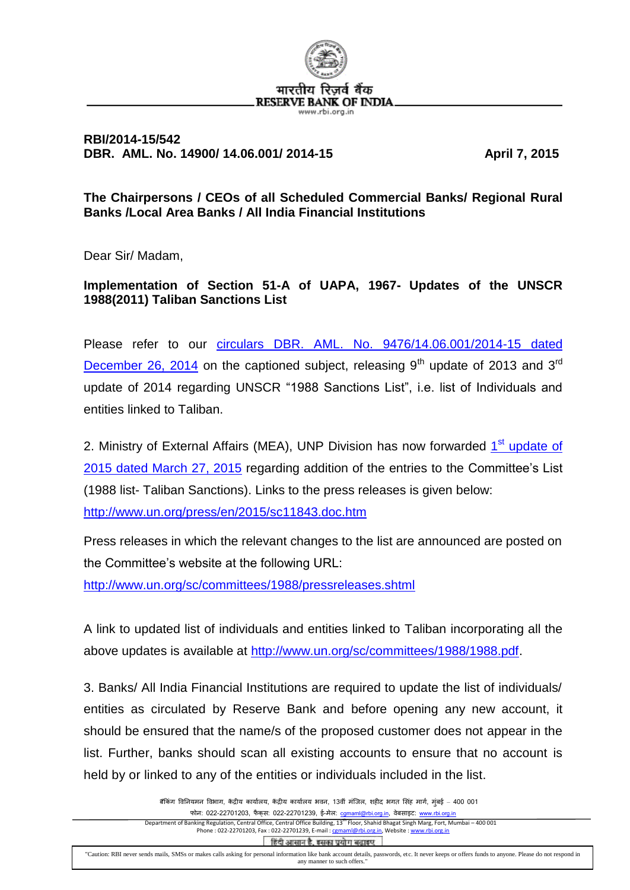मारतीय रिज़र्व बैंक
RESERVE BANK OF INDIA
www.rbi.org.in

**RBI/2014-15/542**
**DBR. AML. No. 14900/ 14.06.001/ 2014-15** **April 7, 2015**

**The Chairpersons / CEOs of all Scheduled Commercial Banks/ Regional Rural Banks /Local Area Banks / All India Financial Institutions**

Dear Sir/ Madam,

**Implementation of Section 51-A of UAPA, 1967- Updates of the UNSCR 1988(2011) Taliban Sanctions List**

Please refer to our circulars DBR. AML. No. 9476/14.06.001/2014-15 dated December 26, 2014 on the captioned subject, releasing 9th update of 2013 and 3rd update of 2014 regarding UNSCR "1988 Sanctions List", i.e. list of Individuals and entities linked to Taliban.

2. Ministry of External Affairs (MEA), UNP Division has now forwarded 1st update of 2015 dated March 27, 2015 regarding addition of the entries to the Committee's List (1988 list- Taliban Sanctions). Links to the press releases is given below:
http://www.un.org/press/en/2015/sc11843.doc.htm

Press releases in which the relevant changes to the list are announced are posted on the Committee's website at the following URL:
http://www.un.org/sc/committees/1988/pressreleases.shtml

A link to updated list of individuals and entities linked to Taliban incorporating all the above updates is available at http://www.un.org/sc/committees/1988/1988.pdf.

3. Banks/ All India Financial Institutions are required to update the list of individuals/ entities as circulated by Reserve Bank and before opening any new account, it should be ensured that the name/s of the proposed customer does not appear in the list. Further, banks should scan all existing accounts to ensure that no account is held by or linked to any of the entities or individuals included in the list.

बैंकिंग विनियमन विभाग, केंद्रीय कार्यालय, केंद्रीय कार्यालय भवन, 13वीं मंजिल, शहीद भगत सिंह मार्ग, मुंबई – 400 001
फोन: 022-22701203, फैक्स: 022-22701239, ई-मेल: cgmaml@rbi.org.in, वेबसाइट: www.rbi.org.in
Department of Banking Regulation, Central Office, Central Office Building, 13th Floor, Shahid Bhagat Singh Marg, Fort, Mumbai – 400 001
Phone : 022-22701203, Fax : 022-22701239, E-mail : cgmaml@rbi.org.in, Website : www.rbi.org.in

हिंदी आसान है, इसका प्रयोग बढ़ाइए

"Caution: RBI never sends mails, SMSs or makes calls asking for personal information like bank account details, passwords, etc. It never keeps or offers funds to anyone. Please do not respond in any manner to such offers."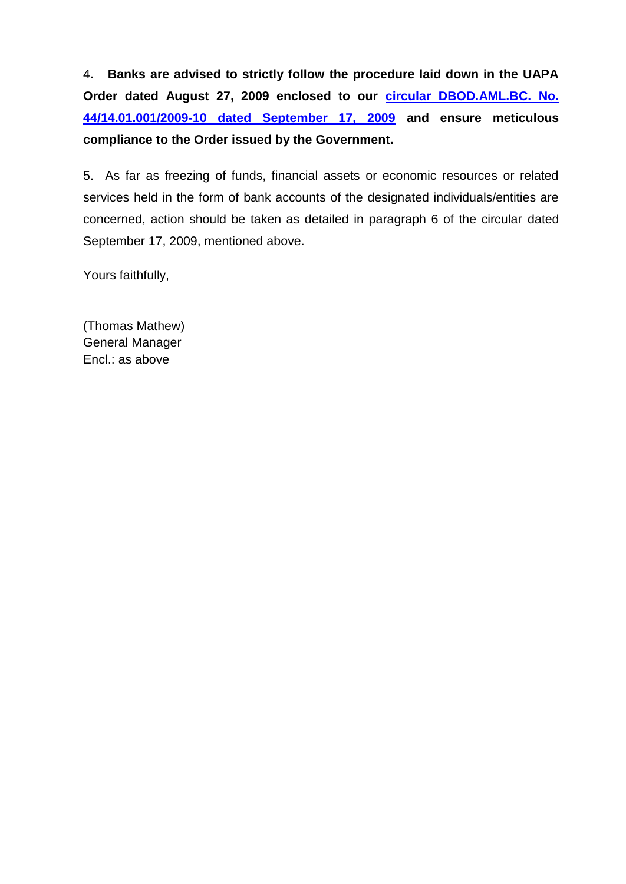4**. Banks are advised to strictly follow the procedure laid down in the UAPA Order dated August 27, 2009 enclosed to our circular DBOD.AML.BC. No. 44/14.01.001/2009-10 dated September 17, 2009 and ensure meticulous compliance to the Order issued by the Government.**

5. As far as freezing of funds, financial assets or economic resources or related services held in the form of bank accounts of the designated individuals/entities are concerned, action should be taken as detailed in paragraph 6 of the circular dated September 17, 2009, mentioned above.

Yours faithfully,

(Thomas Mathew)
General Manager
Encl.: as above